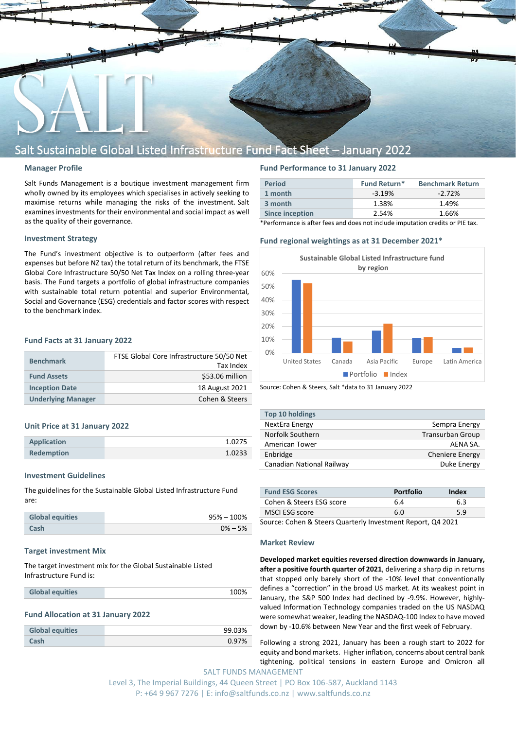# Salt Sustainable Global Listed Infrastructure Fund Fact Sheet – January 2022

## Manager Profile

Salt Funds Management is a boutique investment management firm wholly owned by its employees which specialises in actively seeking to maximise returns while managing the risks of the investment. Salt examines investments for their environmental and social impact as well as the quality of their governance.

## Investment Strategy

The Fund's investment objective is to outperform (after fees and expenses but before NZ tax) the total return of its benchmark, the FTSE Global Core Infrastructure 50/50 Net Tax Index on a rolling three-year basis. The Fund targets a portfolio of global infrastructure companies with sustainable total return potential and superior Environmental, Social and Governance (ESG) credentials and factor scores with respect to the benchmark index.

## Fund Facts at 31 January 2022

| | |
|---|---|
| Benchmark | FTSE Global Core Infrastructure 50/50 Net Tax Index |
| Fund Assets | $53.06 million |
| Inception Date | 18 August 2021 |
| Underlying Manager | Cohen & Steers |

## Unit Price at 31 January 2022

| | |
|---|---|
| Application | 1.0275 |
| Redemption | 1.0233 |

## Investment Guidelines

The guidelines for the Sustainable Global Listed Infrastructure Fund are:

| | |
|---|---|
| Global equities | 95% – 100% |
| Cash | 0% – 5% |

## Target investment Mix

The target investment mix for the Global Sustainable Listed Infrastructure Fund is:

| | |
|---|---|
| Global equities | 100% |

## Fund Allocation at 31 January 2022

| | |
|---|---|
| Global equities | 99.03% |
| Cash | 0.97% |

## Fund Performance to 31 January 2022

| Period | Fund Return* | Benchmark Return |
|---|---|---|
| 1 month | -3.19% | -2.72% |
| 3 month | 1.38% | 1.49% |
| Since inception | 2.54% | 1.66% |

*Performance is after fees and does not include imputation credits or PIE tax.

## Fund regional weightings as at 31 December 2021*

Sustainable Global Listed Infrastructure fund by region

| Region | Portfolio | Index |
|---|---|---|
| United States | ~55% | ~53% |
| Canada | ~11% | ~8% |
| Asia Pacific | ~16% | ~22% |
| Europe | ~11% | ~12% |
| Latin America | ~3% | ~3% |

Source: Cohen & Steers, Salt *data to 31 January 2022

| Top 10 holdings | |
|---|---|
| NextEra Energy | Sempra Energy |
| Norfolk Southern | Transurban Group |
| American Tower | AENA SA. |
| Enbridge | Cheniere Energy |
| Canadian National Railway | Duke Energy |

| Fund ESG Scores | Portfolio | Index |
|---|---|---|
| Cohen & Steers ESG score | 6.4 | 6.3 |
| MSCI ESG score | 6.0 | 5.9 |

Source: Cohen & Steers Quarterly Investment Report, Q4 2021

## Market Review

**Developed market equities reversed direction downwards in January, after a positive fourth quarter of 2021**, delivering a sharp dip in returns that stopped only barely short of the -10% level that conventionally defines a "correction" in the broad US market. At its weakest point in January, the S&P 500 Index had declined by -9.9%. However, highly-valued Information Technology companies traded on the US NASDAQ were somewhat weaker, leading the NASDAQ-100 Index to have moved down by -10.6% between New Year and the first week of February.

Following a strong 2021, January has been a rough start to 2022 for equity and bond markets. Higher inflation, concerns about central bank tightening, political tensions in eastern Europe and Omicron all

SALT FUNDS MANAGEMENT
Level 3, The Imperial Buildings, 44 Queen Street | PO Box 106-587, Auckland 1143
P: +64 9 967 7276 | E: info@saltfunds.co.nz | www.saltfunds.co.nz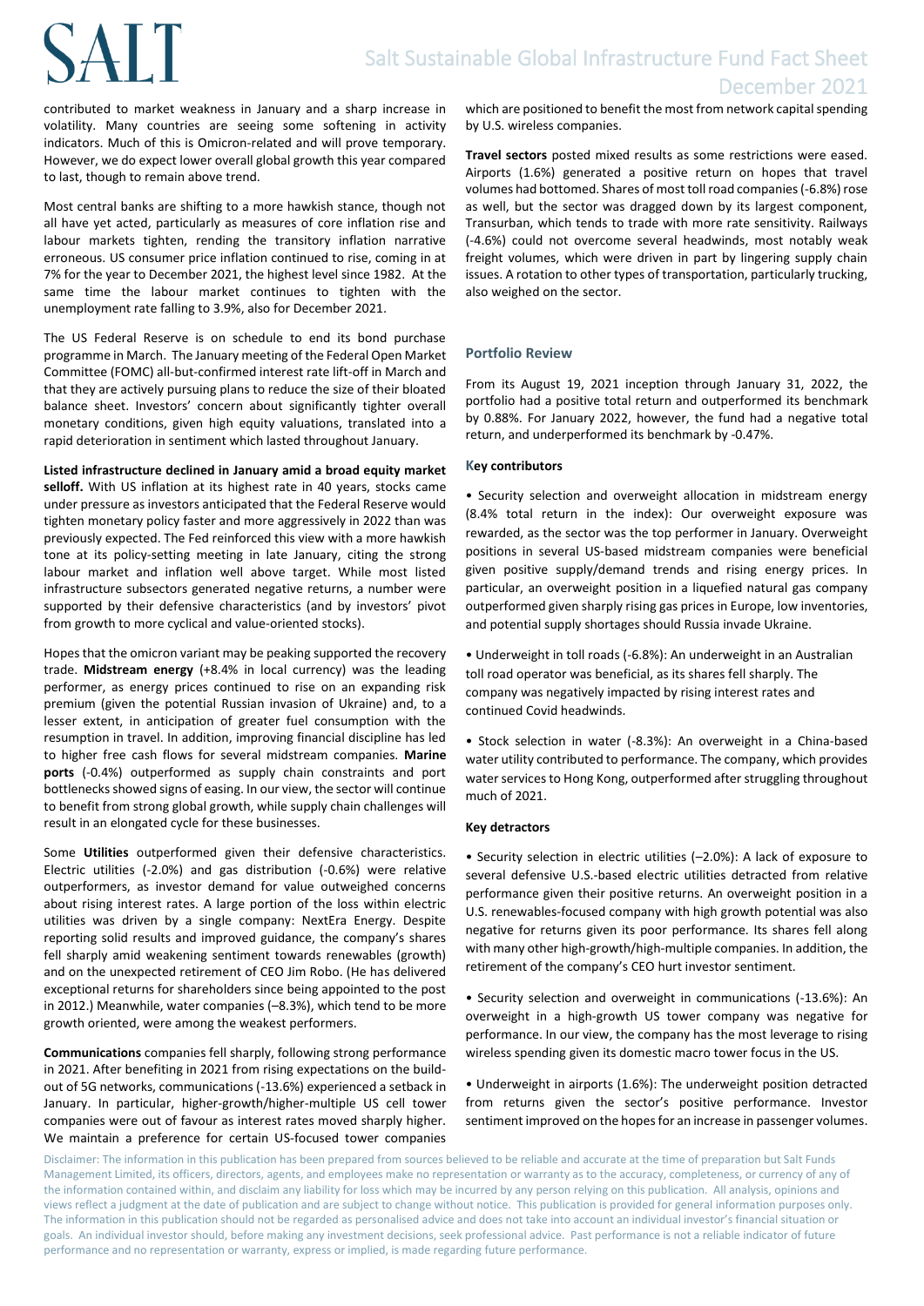contributed to market weakness in January and a sharp increase in volatility. Many countries are seeing some softening in activity indicators. Much of this is Omicron-related and will prove temporary. However, we do expect lower overall global growth this year compared to last, though to remain above trend.

Most central banks are shifting to a more hawkish stance, though not all have yet acted, particularly as measures of core inflation rise and labour markets tighten, rending the transitory inflation narrative erroneous. US consumer price inflation continued to rise, coming in at 7% for the year to December 2021, the highest level since 1982. At the same time the labour market continues to tighten with the unemployment rate falling to 3.9%, also for December 2021.

The US Federal Reserve is on schedule to end its bond purchase programme in March. The January meeting of the Federal Open Market Committee (FOMC) all-but-confirmed interest rate lift-off in March and that they are actively pursuing plans to reduce the size of their bloated balance sheet. Investors' concern about significantly tighter overall monetary conditions, given high equity valuations, translated into a rapid deterioration in sentiment which lasted throughout January.

**Listed infrastructure declined in January amid a broad equity market selloff.** With US inflation at its highest rate in 40 years, stocks came under pressure as investors anticipated that the Federal Reserve would tighten monetary policy faster and more aggressively in 2022 than was previously expected. The Fed reinforced this view with a more hawkish tone at its policy-setting meeting in late January, citing the strong labour market and inflation well above target. While most listed infrastructure subsectors generated negative returns, a number were supported by their defensive characteristics (and by investors' pivot from growth to more cyclical and value-oriented stocks).

Hopes that the omicron variant may be peaking supported the recovery trade. **Midstream energy** (+8.4% in local currency) was the leading performer, as energy prices continued to rise on an expanding risk premium (given the potential Russian invasion of Ukraine) and, to a lesser extent, in anticipation of greater fuel consumption with the resumption in travel. In addition, improving financial discipline has led to higher free cash flows for several midstream companies. **Marine ports** (-0.4%) outperformed as supply chain constraints and port bottlenecks showed signs of easing. In our view, the sector will continue to benefit from strong global growth, while supply chain challenges will result in an elongated cycle for these businesses.

Some **Utilities** outperformed given their defensive characteristics. Electric utilities (-2.0%) and gas distribution (-0.6%) were relative outperformers, as investor demand for value outweighed concerns about rising interest rates. A large portion of the loss within electric utilities was driven by a single company: NextEra Energy. Despite reporting solid results and improved guidance, the company's shares fell sharply amid weakening sentiment towards renewables (growth) and on the unexpected retirement of CEO Jim Robo. (He has delivered exceptional returns for shareholders since being appointed to the post in 2012.) Meanwhile, water companies (–8.3%), which tend to be more growth oriented, were among the weakest performers.

**Communications** companies fell sharply, following strong performance in 2021. After benefiting in 2021 from rising expectations on the build-out of 5G networks, communications (-13.6%) experienced a setback in January. In particular, higher-growth/higher-multiple US cell tower companies were out of favour as interest rates moved sharply higher. We maintain a preference for certain US-focused tower companies which are positioned to benefit the most from network capital spending by U.S. wireless companies.

**Travel sectors** posted mixed results as some restrictions were eased. Airports (1.6%) generated a positive return on hopes that travel volumes had bottomed. Shares of most toll road companies (-6.8%) rose as well, but the sector was dragged down by its largest component, Transurban, which tends to trade with more rate sensitivity. Railways (-4.6%) could not overcome several headwinds, most notably weak freight volumes, which were driven in part by lingering supply chain issues. A rotation to other types of transportation, particularly trucking, also weighed on the sector.

## Portfolio Review

From its August 19, 2021 inception through January 31, 2022, the portfolio had a positive total return and outperformed its benchmark by 0.88%. For January 2022, however, the fund had a negative total return, and underperformed its benchmark by -0.47%.

### Key contributors

- Security selection and overweight allocation in midstream energy (8.4% total return in the index): Our overweight exposure was rewarded, as the sector was the top performer in January. Overweight positions in several US-based midstream companies were beneficial given positive supply/demand trends and rising energy prices. In particular, an overweight position in a liquefied natural gas company outperformed given sharply rising gas prices in Europe, low inventories, and potential supply shortages should Russia invade Ukraine.

- Underweight in toll roads (-6.8%): An underweight in an Australian toll road operator was beneficial, as its shares fell sharply. The company was negatively impacted by rising interest rates and continued Covid headwinds.

- Stock selection in water (-8.3%): An overweight in a China-based water utility contributed to performance. The company, which provides water services to Hong Kong, outperformed after struggling throughout much of 2021.

### Key detractors

- Security selection in electric utilities (–2.0%): A lack of exposure to several defensive U.S.-based electric utilities detracted from relative performance given their positive returns. An overweight position in a U.S. renewables-focused company with high growth potential was also negative for returns given its poor performance. Its shares fell along with many other high-growth/high-multiple companies. In addition, the retirement of the company's CEO hurt investor sentiment.

- Security selection and overweight in communications (-13.6%): An overweight in a high-growth US tower company was negative for performance. In our view, the company has the most leverage to rising wireless spending given its domestic macro tower focus in the US.

- Underweight in airports (1.6%): The underweight position detracted from returns given the sector's positive performance. Investor sentiment improved on the hopes for an increase in passenger volumes.

Disclaimer: The information in this publication has been prepared from sources believed to be reliable and accurate at the time of preparation but Salt Funds Management Limited, its officers, directors, agents, and employees make no representation or warranty as to the accuracy, completeness, or currency of any of the information contained within, and disclaim any liability for loss which may be incurred by any person relying on this publication. All analysis, opinions and views reflect a judgment at the date of publication and are subject to change without notice. This publication is provided for general information purposes only. The information in this publication should not be regarded as personalised advice and does not take into account an individual investor's financial situation or goals. An individual investor should, before making any investment decisions, seek professional advice. Past performance is not a reliable indicator of future performance and no representation or warranty, express or implied, is made regarding future performance.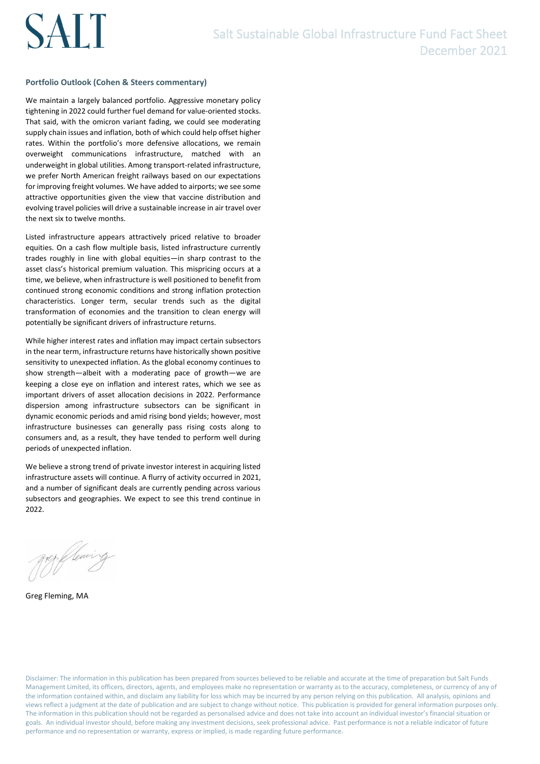#### Portfolio Outlook (Cohen & Steers commentary)

We maintain a largely balanced portfolio. Aggressive monetary policy tightening in 2022 could further fuel demand for value-oriented stocks. That said, with the omicron variant fading, we could see moderating supply chain issues and inflation, both of which could help offset higher rates. Within the portfolio's more defensive allocations, we remain overweight communications infrastructure, matched with an underweight in global utilities. Among transport-related infrastructure, we prefer North American freight railways based on our expectations for improving freight volumes. We have added to airports; we see some attractive opportunities given the view that vaccine distribution and evolving travel policies will drive a sustainable increase in air travel over the next six to twelve months.

Listed infrastructure appears attractively priced relative to broader equities. On a cash flow multiple basis, listed infrastructure currently trades roughly in line with global equities—in sharp contrast to the asset class's historical premium valuation. This mispricing occurs at a time, we believe, when infrastructure is well positioned to benefit from continued strong economic conditions and strong inflation protection characteristics. Longer term, secular trends such as the digital transformation of economies and the transition to clean energy will potentially be significant drivers of infrastructure returns.

While higher interest rates and inflation may impact certain subsectors in the near term, infrastructure returns have historically shown positive sensitivity to unexpected inflation. As the global economy continues to show strength—albeit with a moderating pace of growth—we are keeping a close eye on inflation and interest rates, which we see as important drivers of asset allocation decisions in 2022. Performance dispersion among infrastructure subsectors can be significant in dynamic economic periods and amid rising bond yields; however, most infrastructure businesses can generally pass rising costs along to consumers and, as a result, they have tended to perform well during periods of unexpected inflation.

We believe a strong trend of private investor interest in acquiring listed infrastructure assets will continue. A flurry of activity occurred in 2021, and a number of significant deals are currently pending across various subsectors and geographies. We expect to see this trend continue in 2022.

Greg Fleming, MA

Disclaimer: The information in this publication has been prepared from sources believed to be reliable and accurate at the time of preparation but Salt Funds Management Limited, its officers, directors, agents, and employees make no representation or warranty as to the accuracy, completeness, or currency of any of the information contained within, and disclaim any liability for loss which may be incurred by any person relying on this publication. All analysis, opinions and views reflect a judgment at the date of publication and are subject to change without notice. This publication is provided for general information purposes only. The information in this publication should not be regarded as personalised advice and does not take into account an individual investor's financial situation or goals. An individual investor should, before making any investment decisions, seek professional advice. Past performance is not a reliable indicator of future performance and no representation or warranty, express or implied, is made regarding future performance.